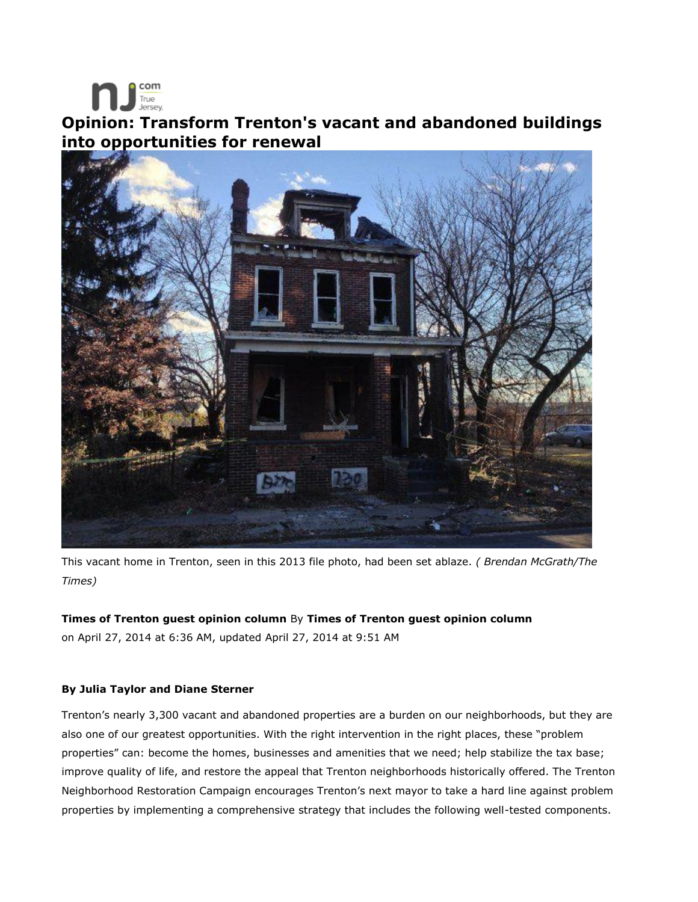# Opinion: Transform Trenton's vacant and abandoned buildings into opportunities for renewal

This vacant home in Trenton, seen in this 2013 file photo, had been set ablaze. *( Brendan McGrath/The Times)*

**Times of Trenton guest opinion column** By **Times of Trenton guest opinion column**
on April 27, 2014 at 6:36 AM, updated April 27, 2014 at 9:51 AM

**By Julia Taylor and Diane Sterner**

Trenton's nearly 3,300 vacant and abandoned properties are a burden on our neighborhoods, but they are also one of our greatest opportunities. With the right intervention in the right places, these "problem properties" can: become the homes, businesses and amenities that we need; help stabilize the tax base; improve quality of life, and restore the appeal that Trenton neighborhoods historically offered. The Trenton Neighborhood Restoration Campaign encourages Trenton's next mayor to take a hard line against problem properties by implementing a comprehensive strategy that includes the following well-tested components.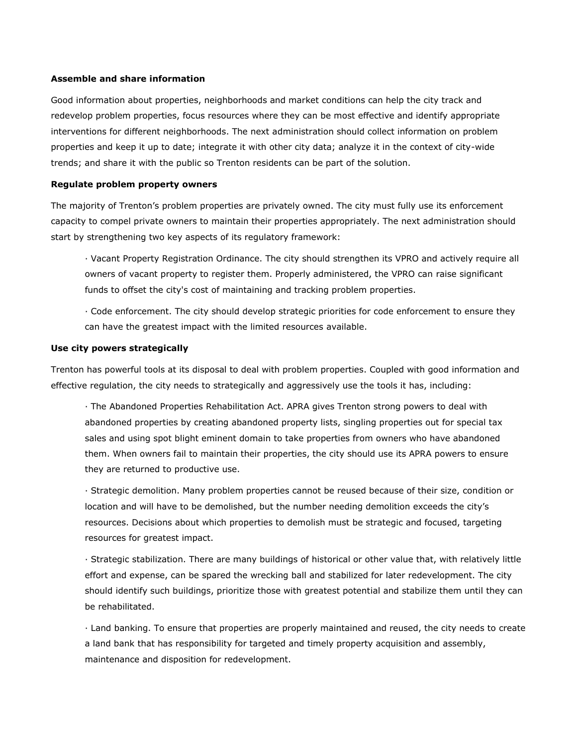**Assemble and share information**

Good information about properties, neighborhoods and market conditions can help the city track and redevelop problem properties, focus resources where they can be most effective and identify appropriate interventions for different neighborhoods. The next administration should collect information on problem properties and keep it up to date; integrate it with other city data; analyze it in the context of city-wide trends; and share it with the public so Trenton residents can be part of the solution.

**Regulate problem property owners**

The majority of Trenton's problem properties are privately owned. The city must fully use its enforcement capacity to compel private owners to maintain their properties appropriately. The next administration should start by strengthening two key aspects of its regulatory framework:

- Vacant Property Registration Ordinance. The city should strengthen its VPRO and actively require all owners of vacant property to register them. Properly administered, the VPRO can raise significant funds to offset the city's cost of maintaining and tracking problem properties.
- Code enforcement. The city should develop strategic priorities for code enforcement to ensure they can have the greatest impact with the limited resources available.

**Use city powers strategically**

Trenton has powerful tools at its disposal to deal with problem properties. Coupled with good information and effective regulation, the city needs to strategically and aggressively use the tools it has, including:

- The Abandoned Properties Rehabilitation Act. APRA gives Trenton strong powers to deal with abandoned properties by creating abandoned property lists, singling properties out for special tax sales and using spot blight eminent domain to take properties from owners who have abandoned them. When owners fail to maintain their properties, the city should use its APRA powers to ensure they are returned to productive use.
- Strategic demolition. Many problem properties cannot be reused because of their size, condition or location and will have to be demolished, but the number needing demolition exceeds the city's resources. Decisions about which properties to demolish must be strategic and focused, targeting resources for greatest impact.
- Strategic stabilization. There are many buildings of historical or other value that, with relatively little effort and expense, can be spared the wrecking ball and stabilized for later redevelopment. The city should identify such buildings, prioritize those with greatest potential and stabilize them until they can be rehabilitated.
- Land banking. To ensure that properties are properly maintained and reused, the city needs to create a land bank that has responsibility for targeted and timely property acquisition and assembly, maintenance and disposition for redevelopment.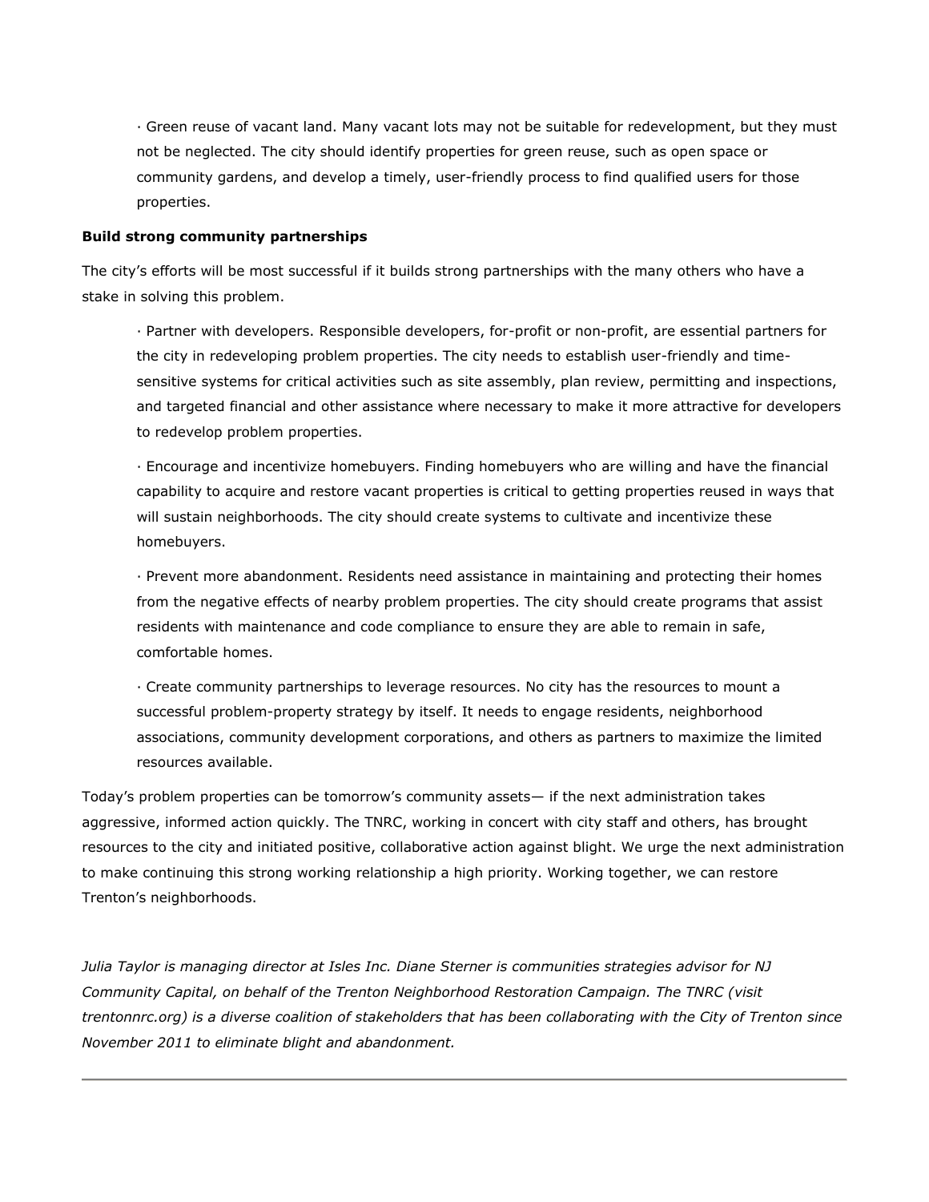· Green reuse of vacant land. Many vacant lots may not be suitable for redevelopment, but they must not be neglected. The city should identify properties for green reuse, such as open space or community gardens, and develop a timely, user-friendly process to find qualified users for those properties.

**Build strong community partnerships**

The city's efforts will be most successful if it builds strong partnerships with the many others who have a stake in solving this problem.

· Partner with developers. Responsible developers, for-profit or non-profit, are essential partners for the city in redeveloping problem properties. The city needs to establish user-friendly and time-sensitive systems for critical activities such as site assembly, plan review, permitting and inspections, and targeted financial and other assistance where necessary to make it more attractive for developers to redevelop problem properties.

· Encourage and incentivize homebuyers. Finding homebuyers who are willing and have the financial capability to acquire and restore vacant properties is critical to getting properties reused in ways that will sustain neighborhoods. The city should create systems to cultivate and incentivize these homebuyers.

· Prevent more abandonment. Residents need assistance in maintaining and protecting their homes from the negative effects of nearby problem properties. The city should create programs that assist residents with maintenance and code compliance to ensure they are able to remain in safe, comfortable homes.

· Create community partnerships to leverage resources. No city has the resources to mount a successful problem-property strategy by itself. It needs to engage residents, neighborhood associations, community development corporations, and others as partners to maximize the limited resources available.

Today's problem properties can be tomorrow's community assets— if the next administration takes aggressive, informed action quickly. The TNRC, working in concert with city staff and others, has brought resources to the city and initiated positive, collaborative action against blight. We urge the next administration to make continuing this strong working relationship a high priority. Working together, we can restore Trenton's neighborhoods.

*Julia Taylor is managing director at Isles Inc. Diane Sterner is communities strategies advisor for NJ Community Capital, on behalf of the Trenton Neighborhood Restoration Campaign. The TNRC (visit trentonnrc.org) is a diverse coalition of stakeholders that has been collaborating with the City of Trenton since November 2011 to eliminate blight and abandonment.*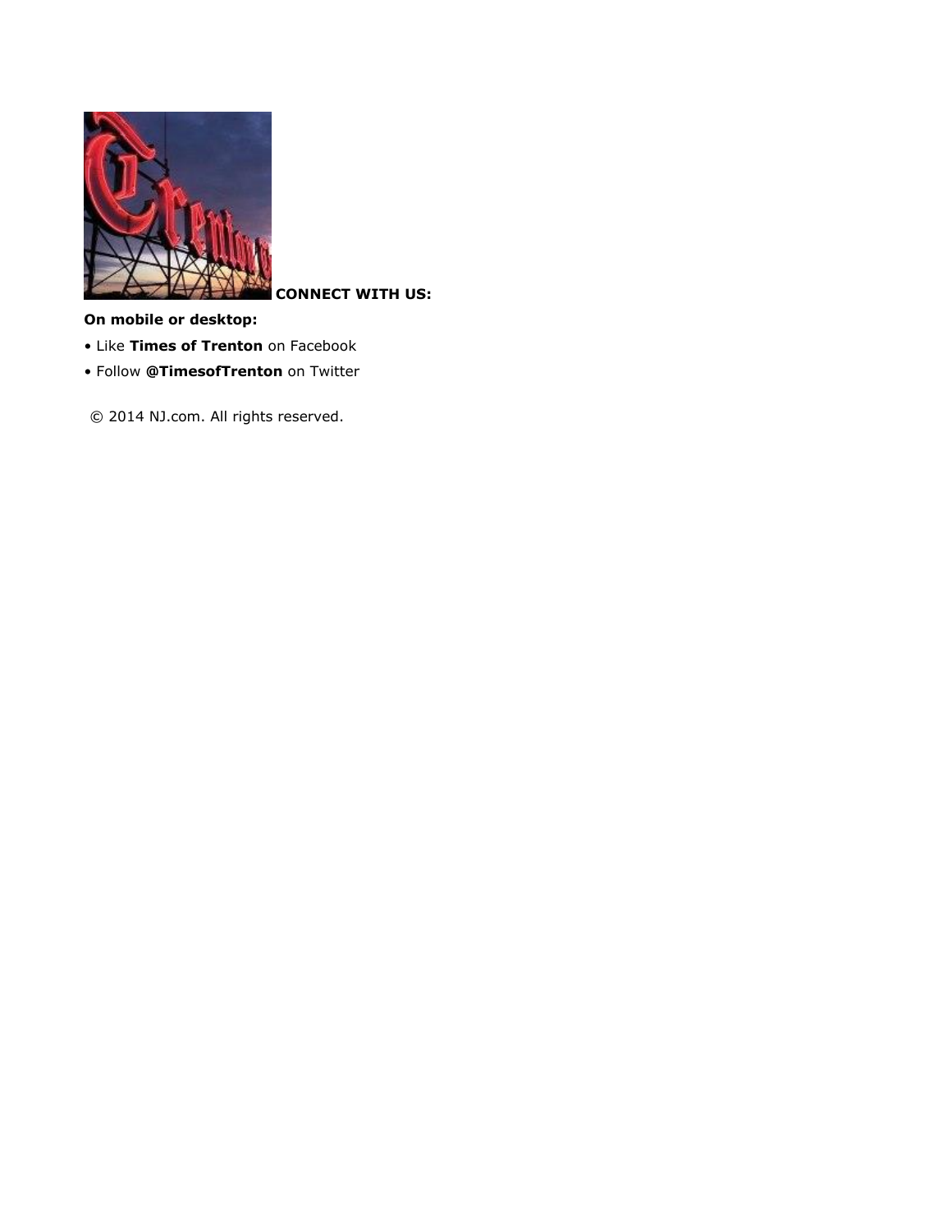**CONNECT WITH US:**

**On mobile or desktop:**

- Like **Times of Trenton** on Facebook
- Follow **@TimesofTrenton** on Twitter

© 2014 NJ.com. All rights reserved.